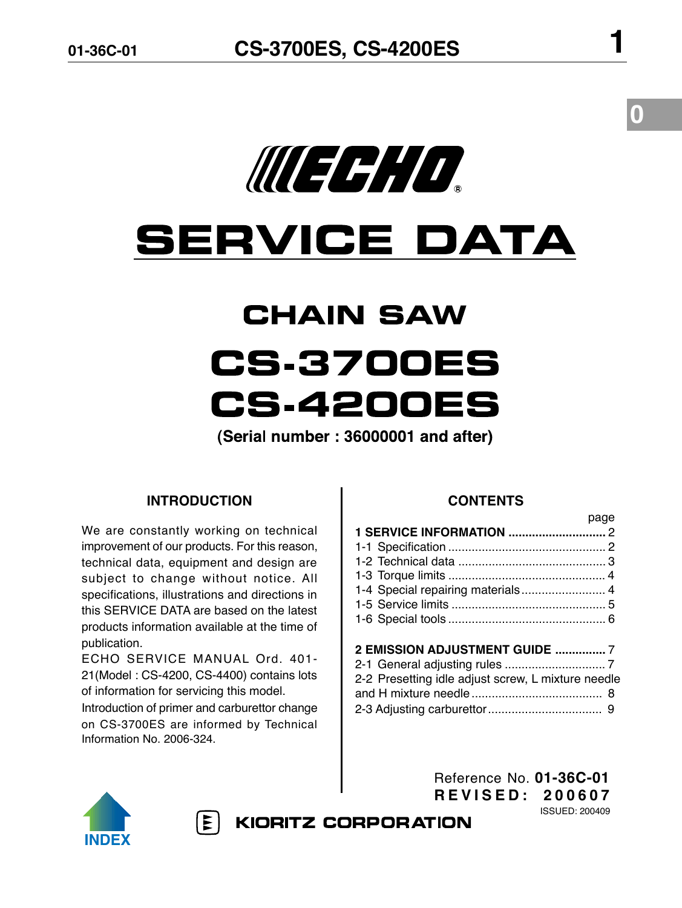ECHO®

# SERVICE DATA

## CHAIN SAW

# CS-3700ES
# CS-4200ES

**(Serial number : 36000001 and after)**

### INTRODUCTION

We are constantly working on technical improvement of our products. For this reason, technical data, equipment and design are subject to change without notice. All specifications, illustrations and directions in this SERVICE DATA are based on the latest products information available at the time of publication.

ECHO SERVICE MANUAL Ord. 401-21(Model : CS-4200, CS-4400) contains lots of information for servicing this model.

Introduction of primer and carburettor change on CS-3700ES are informed by Technical Information No. 2006-324.

### CONTENTS

| | page |
|---|---|
| **1 SERVICE INFORMATION** | **2** |
| 1-1 Specification | 2 |
| 1-2 Technical data | 3 |
| 1-3 Torque limits | 4 |
| 1-4 Special repairing materials | 4 |
| 1-5 Service limits | 5 |
| 1-6 Special tools | 6 |
| **2 EMISSION ADJUSTMENT GUIDE** | **7** |
| 2-1 General adjusting rules | 7 |
| 2-2 Presetting idle adjust screw, L mixture needle and H mixture needle | 8 |
| 2-3 Adjusting carburettor | 9 |

Reference No. **01-36C-01**
**REVISED: 200607**
ISSUED: 200409

INDEX

KIORITZ CORPORATION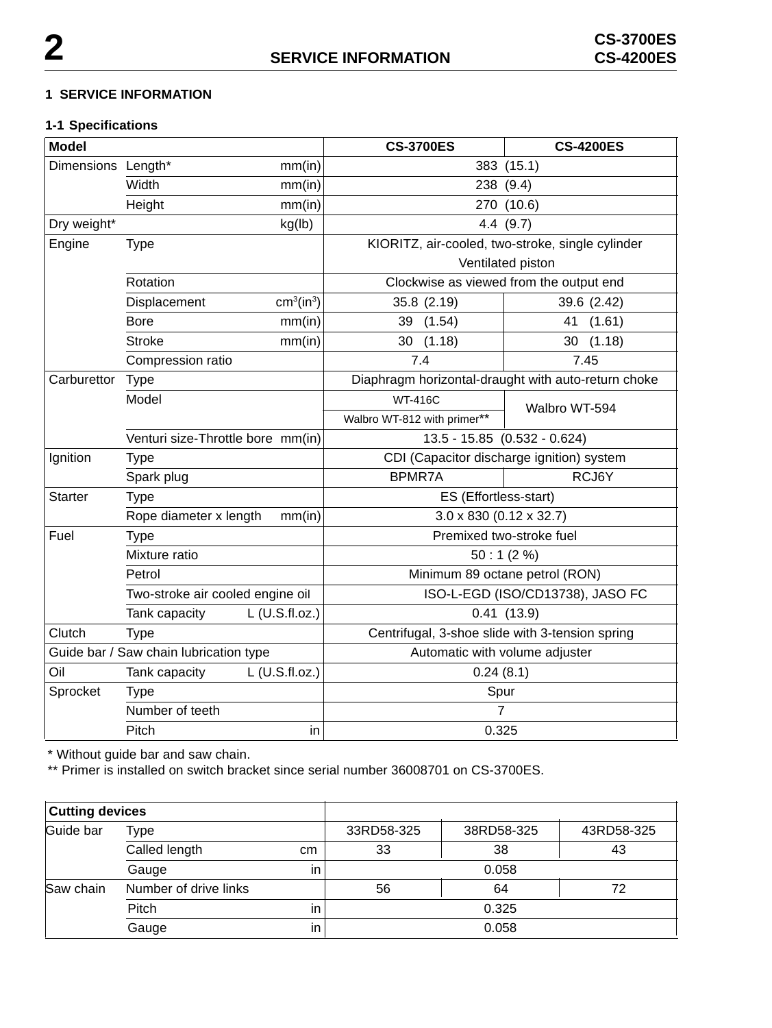# 1 SERVICE INFORMATION

## 1-1 Specifications

| Model | | | CS-3700ES | CS-4200ES |
|---|---|---|---|---|
| Dimensions | Length* | mm(in) | 383 (15.1) | |
| | Width | mm(in) | 238 (9.4) | |
| | Height | mm(in) | 270 (10.6) | |
| Dry weight* | | kg(lb) | 4.4 (9.7) | |
| Engine | Type | | KIORITZ, air-cooled, two-stroke, single cylinder Ventilated piston | |
| | Rotation | | Clockwise as viewed from the output end | |
| | Displacement | $cm^3(in^3)$ | 35.8 (2.19) | 39.6 (2.42) |
| | Bore | mm(in) | 39 (1.54) | 41 (1.61) |
| | Stroke | mm(in) | 30 (1.18) | 30 (1.18) |
| | Compression ratio | | 7.4 | 7.45 |
| Carburettor | Type | | Diaphragm horizontal-draught with auto-return choke | |
| | Model | | WT-416C / Walbro WT-812 with primer** | Walbro WT-594 |
| | Venturi size-Throttle bore | mm(in) | 13.5 - 15.85 (0.532 - 0.624) | |
| Ignition | Type | | CDI (Capacitor discharge ignition) system | |
| | Spark plug | | BPMR7A | RCJ6Y |
| Starter | Type | | ES (Effortless-start) | |
| | Rope diameter x length | mm(in) | 3.0 x 830 (0.12 x 32.7) | |
| Fuel | Type | | Premixed two-stroke fuel | |
| | Mixture ratio | | 50 : 1 (2 %) | |
| | Petrol | | Minimum 89 octane petrol (RON) | |
| | Two-stroke air cooled engine oil | | ISO-L-EGD (ISO/CD13738), JASO FC | |
| | Tank capacity | L (U.S.fl.oz.) | 0.41 (13.9) | |
| Clutch | Type | | Centrifugal, 3-shoe slide with 3-tension spring | |
| Guide bar / Saw chain lubrication type | | | Automatic with volume adjuster | |
| Oil | Tank capacity | L (U.S.fl.oz.) | 0.24 (8.1) | |
| Sprocket | Type | | Spur | |
| | Number of teeth | | 7 | |
| | Pitch | in | 0.325 | |

* Without guide bar and saw chain.
** Primer is installed on switch bracket since serial number 36008701 on CS-3700ES.

| Cutting devices | | | | | |
|---|---|---|---|---|---|
| Guide bar | Type | | 33RD58-325 | 38RD58-325 | 43RD58-325 |
| | Called length | cm | 33 | 38 | 43 |
| | Gauge | in | 0.058 | | |
| Saw chain | Number of drive links | | 56 | 64 | 72 |
| | Pitch | in | 0.325 | | |
| | Gauge | in | 0.058 | | |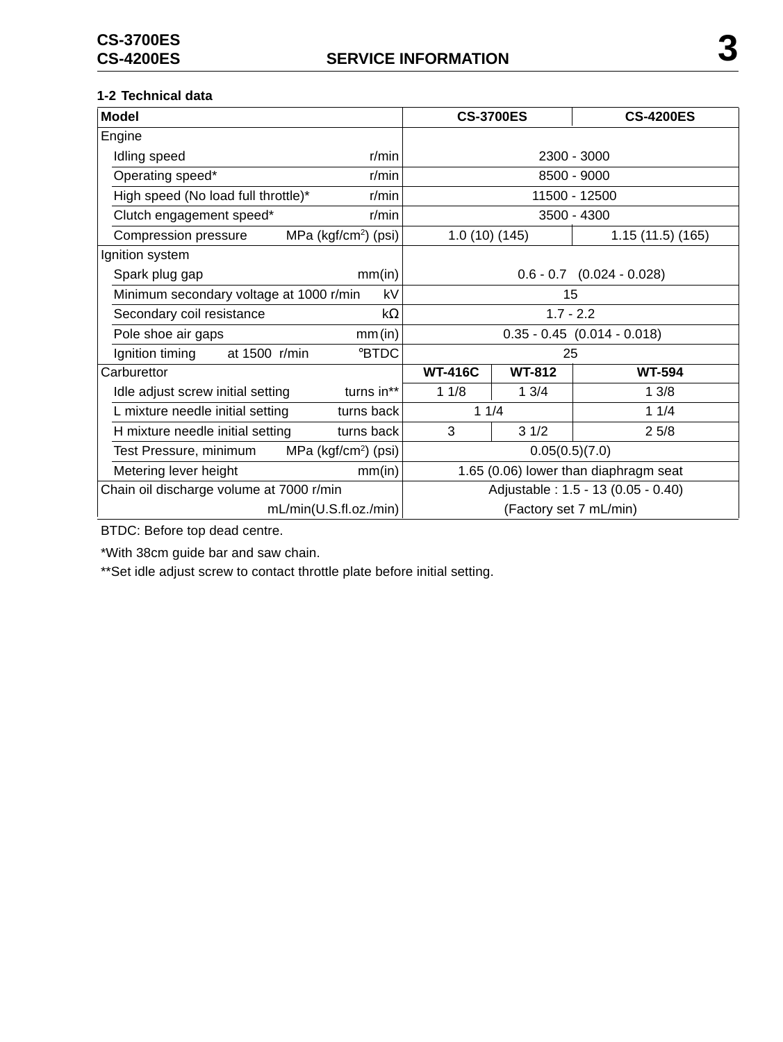## 1-2 Technical data

| Model | | CS-3700ES | | CS-4200ES |
|---|---|---|---|---|
| Engine | | | | |
| Idling speed | r/min | 2300 - 3000 | | |
| Operating speed* | r/min | 8500 - 9000 | | |
| High speed (No load full throttle)* | r/min | 11500 - 12500 | | |
| Clutch engagement speed* | r/min | 3500 - 4300 | | |
| Compression pressure | MPa (kgf/cm$^2$) (psi) | 1.0 (10) (145) | | 1.15 (11.5) (165) |
| Ignition system | | | | |
| Spark plug gap | mm(in) | 0.6 - 0.7 (0.024 - 0.028) | | |
| Minimum secondary voltage at 1000 r/min | kV | 15 | | |
| Secondary coil resistance | kΩ | 1.7 - 2.2 | | |
| Pole shoe air gaps | mm (in) | 0.35 - 0.45 (0.014 - 0.018) | | |
| Ignition timing at 1500 r/min | °BTDC | 25 | | |
| Carburettor | | **WT-416C** | **WT-812** | **WT-594** |
| Idle adjust screw initial setting | turns in** | 1 1/8 | 1 3/4 | 1 3/8 |
| L mixture needle initial setting | turns back | 1 1/4 | | 1 1/4 |
| H mixture needle initial setting | turns back | 3 | 3 1/2 | 2 5/8 |
| Test Pressure, minimum | MPa (kgf/cm$^2$) (psi) | 0.05(0.5)(7.0) | | |
| Metering lever height | mm(in) | 1.65 (0.06) lower than diaphragm seat | | |
| Chain oil discharge volume at 7000 r/min | mL/min(U.S.fl.oz./min) | Adjustable : 1.5 - 13 (0.05 - 0.40) (Factory set 7 mL/min) | | |

BTDC: Before top dead centre.

*With 38cm guide bar and saw chain.

**Set idle adjust screw to contact throttle plate before initial setting.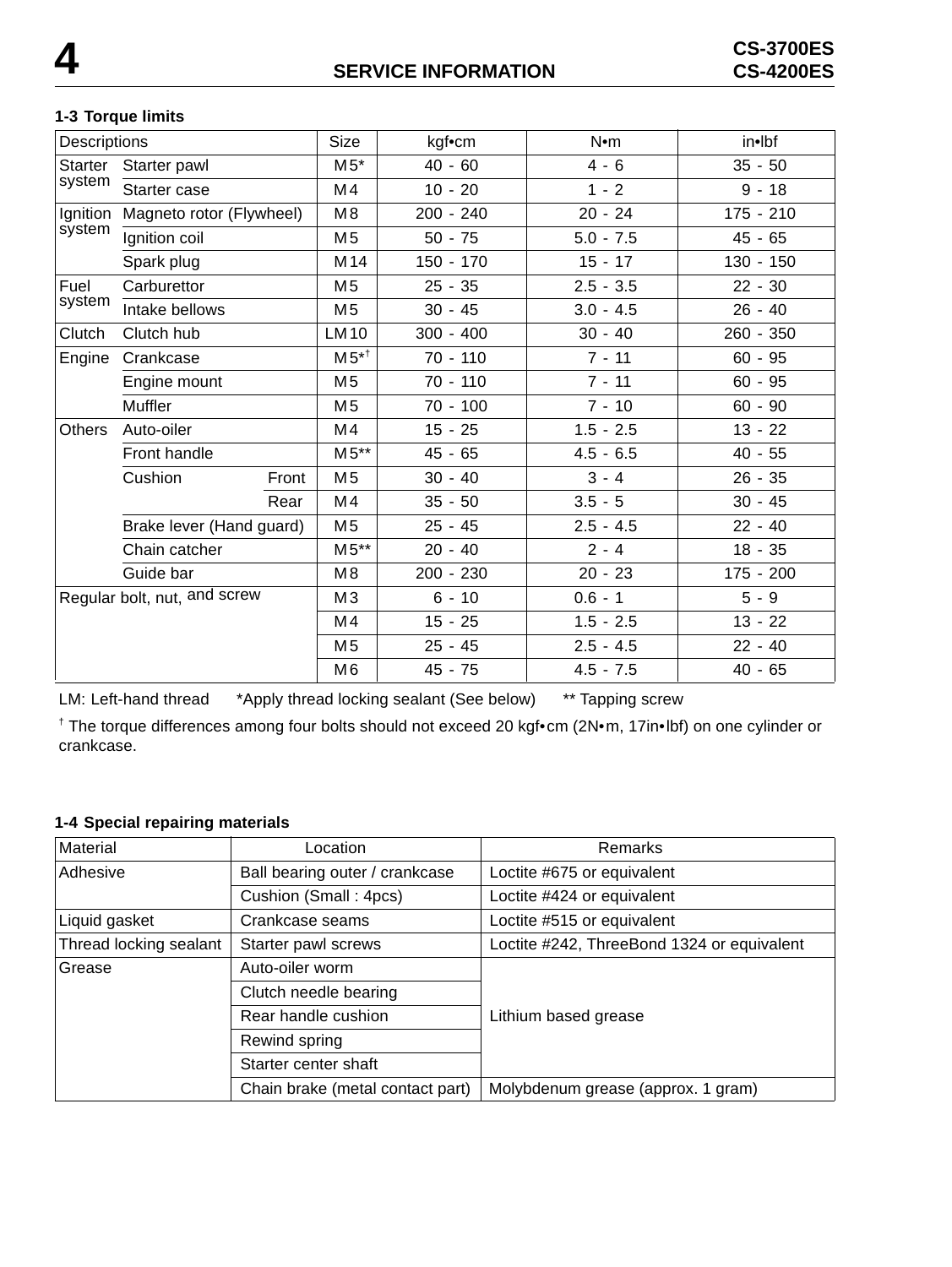### 1-3 Torque limits

| Descriptions | | | Size | kgf•cm | N•m | in•lbf |
|---|---|---|---|---|---|---|
| Starter system | Starter pawl | | M5* | 40 - 60 | 4 - 6 | 35 - 50 |
| | Starter case | | M4 | 10 - 20 | 1 - 2 | 9 - 18 |
| Ignition system | Magneto rotor (Flywheel) | | M8 | 200 - 240 | 20 - 24 | 175 - 210 |
| | Ignition coil | | M5 | 50 - 75 | 5.0 - 7.5 | 45 - 65 |
| | Spark plug | | M14 | 150 - 170 | 15 - 17 | 130 - 150 |
| Fuel system | Carburettor | | M5 | 25 - 35 | 2.5 - 3.5 | 22 - 30 |
| | Intake bellows | | M5 | 30 - 45 | 3.0 - 4.5 | 26 - 40 |
| Clutch | Clutch hub | | LM10 | 300 - 400 | 30 - 40 | 260 - 350 |
| Engine | Crankcase | | M5*† | 70 - 110 | 7 - 11 | 60 - 95 |
| | Engine mount | | M5 | 70 - 110 | 7 - 11 | 60 - 95 |
| | Muffler | | M5 | 70 - 100 | 7 - 10 | 60 - 90 |
| Others | Auto-oiler | | M4 | 15 - 25 | 1.5 - 2.5 | 13 - 22 |
| | Front handle | | M5** | 45 - 65 | 4.5 - 6.5 | 40 - 55 |
| | Cushion | Front | M5 | 30 - 40 | 3 - 4 | 26 - 35 |
| | | Rear | M4 | 35 - 50 | 3.5 - 5 | 30 - 45 |
| | Brake lever (Hand guard) | | M5 | 25 - 45 | 2.5 - 4.5 | 22 - 40 |
| | Chain catcher | | M5** | 20 - 40 | 2 - 4 | 18 - 35 |
| | Guide bar | | M8 | 200 - 230 | 20 - 23 | 175 - 200 |
| Regular bolt, nut, and screw | | | M3 | 6 - 10 | 0.6 - 1 | 5 - 9 |
| | | | M4 | 15 - 25 | 1.5 - 2.5 | 13 - 22 |
| | | | M5 | 25 - 45 | 2.5 - 4.5 | 22 - 40 |
| | | | M6 | 45 - 75 | 4.5 - 7.5 | 40 - 65 |

LM: Left-hand thread *Apply thread locking sealant (See below) ** Tapping screw

† The torque differences among four bolts should not exceed 20 kgf•cm (2N•m, 17in•lbf) on one cylinder or crankcase.

### 1-4 Special repairing materials

| Material | Location | Remarks |
|---|---|---|
| Adhesive | Ball bearing outer / crankcase | Loctite #675 or equivalent |
| | Cushion (Small : 4pcs) | Loctite #424 or equivalent |
| Liquid gasket | Crankcase seams | Loctite #515 or equivalent |
| Thread locking sealant | Starter pawl screws | Loctite #242, ThreeBond 1324 or equivalent |
| Grease | Auto-oiler worm | Lithium based grease |
| | Clutch needle bearing | |
| | Rear handle cushion | |
| | Rewind spring | |
| | Starter center shaft | |
| | Chain brake (metal contact part) | Molybdenum grease (approx. 1 gram) |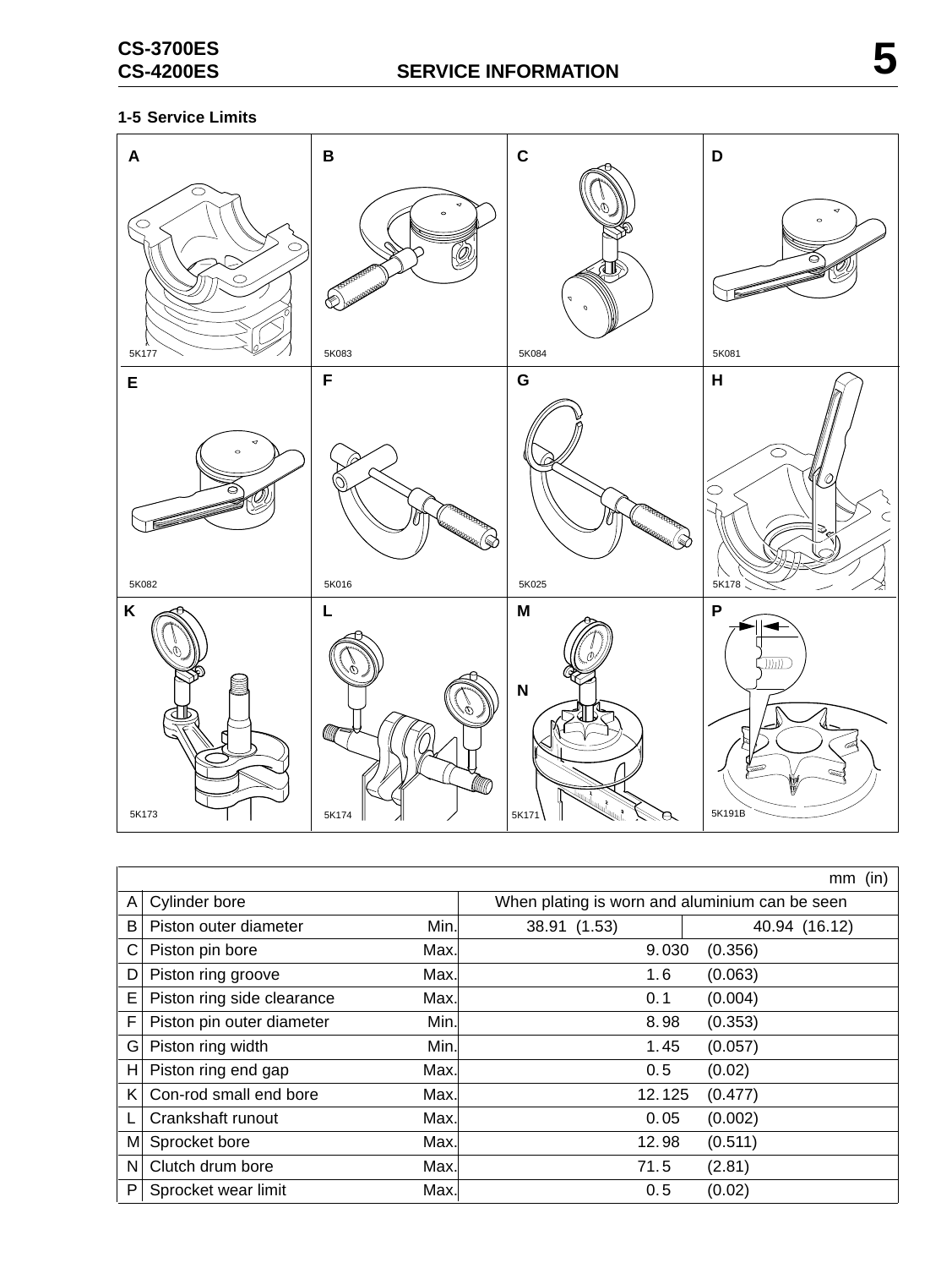## 1-5 Service Limits

| | | | mm (in) | |
|---|---|---|---|---|
| A | Cylinder bore | | When plating is worn and aluminium can be seen | |
| B | Piston outer diameter | Min. | 38.91 (1.53) | 40.94 (16.12) |
| C | Piston pin bore | Max. | 9.030 (0.356) | |
| D | Piston ring groove | Max. | 1.6 (0.063) | |
| E | Piston ring side clearance | Max. | 0.1 (0.004) | |
| F | Piston pin outer diameter | Min. | 8.98 (0.353) | |
| G | Piston ring width | Min. | 1.45 (0.057) | |
| H | Piston ring end gap | Max. | 0.5 (0.02) | |
| K | Con-rod small end bore | Max. | 12.125 (0.477) | |
| L | Crankshaft runout | Max. | 0.05 (0.002) | |
| M | Sprocket bore | Max. | 12.98 (0.511) | |
| N | Clutch drum bore | Max. | 71.5 (2.81) | |
| P | Sprocket wear limit | Max. | 0.5 (0.02) | |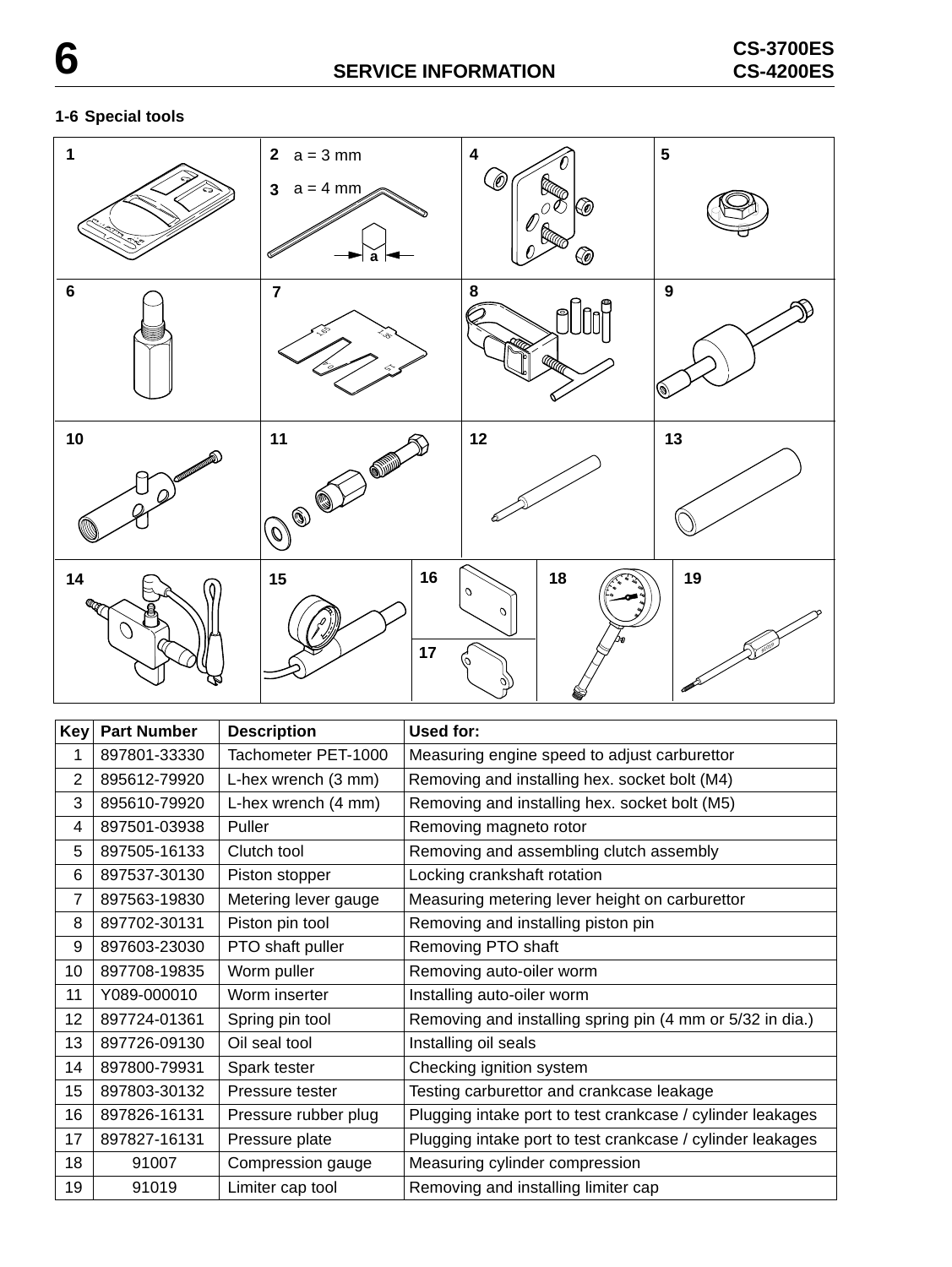## 1-6 Special tools

| Key | Part Number | Description | Used for: |
| --- | --- | --- | --- |
| 1 | 897801-33330 | Tachometer PET-1000 | Measuring engine speed to adjust carburettor |
| 2 | 895612-79920 | L-hex wrench (3 mm) | Removing and installing hex. socket bolt (M4) |
| 3 | 895610-79920 | L-hex wrench (4 mm) | Removing and installing hex. socket bolt (M5) |
| 4 | 897501-03938 | Puller | Removing magneto rotor |
| 5 | 897505-16133 | Clutch tool | Removing and assembling clutch assembly |
| 6 | 897537-30130 | Piston stopper | Locking crankshaft rotation |
| 7 | 897563-19830 | Metering lever gauge | Measuring metering lever height on carburettor |
| 8 | 897702-30131 | Piston pin tool | Removing and installing piston pin |
| 9 | 897603-23030 | PTO shaft puller | Removing PTO shaft |
| 10 | 897708-19835 | Worm puller | Removing auto-oiler worm |
| 11 | Y089-000010 | Worm inserter | Installing auto-oiler worm |
| 12 | 897724-01361 | Spring pin tool | Removing and installing spring pin (4 mm or 5/32 in dia.) |
| 13 | 897726-09130 | Oil seal tool | Installing oil seals |
| 14 | 897800-79931 | Spark tester | Checking ignition system |
| 15 | 897803-30132 | Pressure tester | Testing carburettor and crankcase leakage |
| 16 | 897826-16131 | Pressure rubber plug | Plugging intake port to test crankcase / cylinder leakages |
| 17 | 897827-16131 | Pressure plate | Plugging intake port to test crankcase / cylinder leakages |
| 18 | 91007 | Compression gauge | Measuring cylinder compression |
| 19 | 91019 | Limiter cap tool | Removing and installing limiter cap |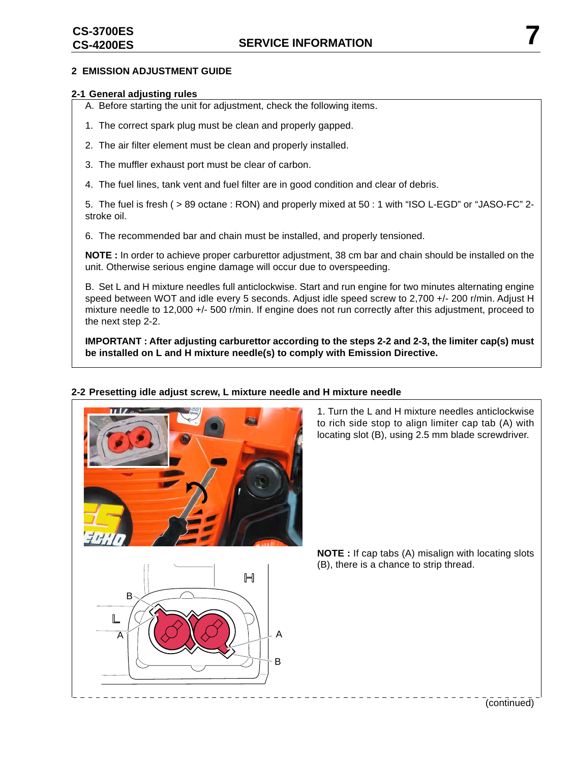## 2 EMISSION ADJUSTMENT GUIDE

### 2-1 General adjusting rules

A. Before starting the unit for adjustment, check the following items.

1. The correct spark plug must be clean and properly gapped.

2. The air filter element must be clean and properly installed.

3. The muffler exhaust port must be clear of carbon.

4. The fuel lines, tank vent and fuel filter are in good condition and clear of debris.

5. The fuel is fresh ( > 89 octane : RON) and properly mixed at 50 : 1 with “ISO L-EGD” or “JASO-FC” 2-stroke oil.

6. The recommended bar and chain must be installed, and properly tensioned.

**NOTE :** In order to achieve proper carburettor adjustment, 38 cm bar and chain should be installed on the unit. Otherwise serious engine damage will occur due to overspeeding.

B. Set L and H mixture needles full anticlockwise. Start and run engine for two minutes alternating engine speed between WOT and idle every 5 seconds. Adjust idle speed screw to 2,700 +/- 200 r/min. Adjust H mixture needle to 12,000 +/- 500 r/min. If engine does not run correctly after this adjustment, proceed to the next step 2-2.

**IMPORTANT : After adjusting carburettor according to the steps 2-2 and 2-3, the limiter cap(s) must be installed on L and H mixture needle(s) to comply with Emission Directive.**

### 2-2 Presetting idle adjust screw, L mixture needle and H mixture needle

1. Turn the L and H mixture needles anticlockwise to rich side stop to align limiter cap tab (A) with locating slot (B), using 2.5 mm blade screwdriver.

**NOTE :** If cap tabs (A) misalign with locating slots (B), there is a chance to strip thread.

(continued)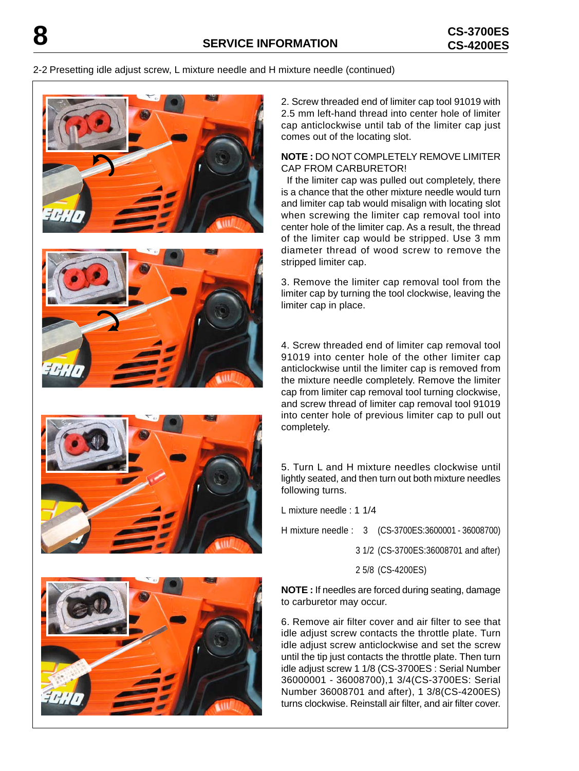2-2 Presetting idle adjust screw, L mixture needle and H mixture needle (continued)

2. Screw threaded end of limiter cap tool 91019 with 2.5 mm left-hand thread into center hole of limiter cap anticlockwise until tab of the limiter cap just comes out of the locating slot.

**NOTE :** DO NOT COMPLETELY REMOVE LIMITER CAP FROM CARBURETOR!

If the limiter cap was pulled out completely, there is a chance that the other mixture needle would turn and limiter cap tab would misalign with locating slot when screwing the limiter cap removal tool into center hole of the limiter cap. As a result, the thread of the limiter cap would be stripped. Use 3 mm diameter thread of wood screw to remove the stripped limiter cap.

3. Remove the limiter cap removal tool from the limiter cap by turning the tool clockwise, leaving the limiter cap in place.

4. Screw threaded end of limiter cap removal tool 91019 into center hole of the other limiter cap anticlockwise until the limiter cap is removed from the mixture needle completely. Remove the limiter cap from limiter cap removal tool turning clockwise, and screw thread of limiter cap removal tool 91019 into center hole of previous limiter cap to pull out completely.

5. Turn L and H mixture needles clockwise until lightly seated, and then turn out both mixture needles following turns.

L mixture needle : 1 1/4

H mixture needle : 3 (CS-3700ES:3600001 - 36008700)

3 1/2 (CS-3700ES:36008701 and after)

2 5/8 (CS-4200ES)

**NOTE :** If needles are forced during seating, damage to carburetor may occur.

6. Remove air filter cover and air filter to see that idle adjust screw contacts the throttle plate. Turn idle adjust screw anticlockwise and set the screw until the tip just contacts the throttle plate. Then turn idle adjust screw 1 1/8 (CS-3700ES : Serial Number 36000001 - 36008700),1 3/4(CS-3700ES: Serial Number 36008701 and after), 1 3/8(CS-4200ES) turns clockwise. Reinstall air filter, and air filter cover.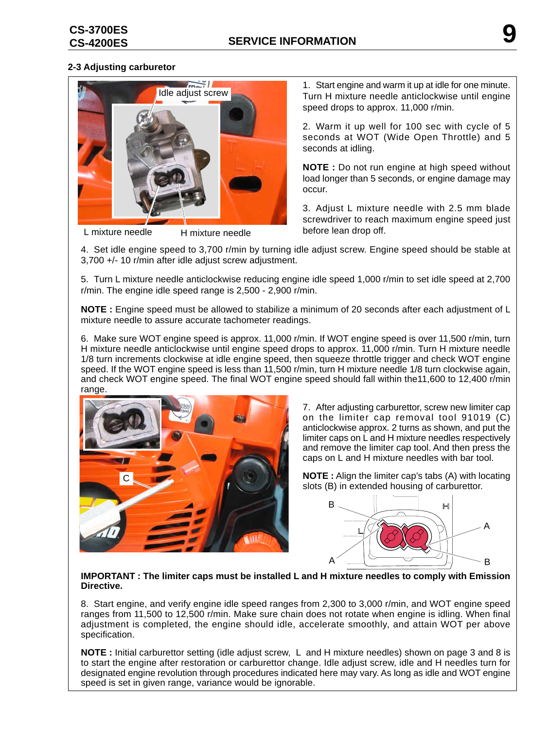## 2-3 Adjusting carburetor

Idle adjust screw

L mixture needle

H mixture needle

1. Start engine and warm it up at idle for one minute. Turn H mixture needle anticlockwise until engine speed drops to approx. 11,000 r/min.

2. Warm it up well for 100 sec with cycle of 5 seconds at WOT (Wide Open Throttle) and 5 seconds at idling.

**NOTE :** Do not run engine at high speed without load longer than 5 seconds, or engine damage may occur.

3. Adjust L mixture needle with 2.5 mm blade screwdriver to reach maximum engine speed just before lean drop off.

4. Set idle engine speed to 3,700 r/min by turning idle adjust screw. Engine speed should be stable at 3,700 +/- 10 r/min after idle adjust screw adjustment.

5. Turn L mixture needle anticlockwise reducing engine idle speed 1,000 r/min to set idle speed at 2,700 r/min. The engine idle speed range is 2,500 - 2,900 r/min.

**NOTE :** Engine speed must be allowed to stabilize a minimum of 20 seconds after each adjustment of L mixture needle to assure accurate tachometer readings.

6. Make sure WOT engine speed is approx. 11,000 r/min. If WOT engine speed is over 11,500 r/min, turn H mixture needle anticlockwise until engine speed drops to approx. 11,000 r/min. Turn H mixture needle 1/8 turn increments clockwise at idle engine speed, then squeeze throttle trigger and check WOT engine speed. If the WOT engine speed is less than 11,500 r/min, turn H mixture needle 1/8 turn clockwise again, and check WOT engine speed. The final WOT engine speed should fall within the11,600 to 12,400 r/min range.

C

7. After adjusting carburettor, screw new limiter cap on the limiter cap removal tool 91019 (C) anticlockwise approx. 2 turns as shown, and put the limiter caps on L and H mixture needles respectively and remove the limiter cap tool. And then press the caps on L and H mixture needles with bar tool.

**NOTE :** Align the limiter cap's tabs (A) with locating slots (B) in extended housing of carburettor.

B
H
L
A
A
B

**IMPORTANT : The limiter caps must be installed L and H mixture needles to comply with Emission Directive.**

8. Start engine, and verify engine idle speed ranges from 2,300 to 3,000 r/min, and WOT engine speed ranges from 11,500 to 12,500 r/min. Make sure chain does not rotate when engine is idling. When final adjustment is completed, the engine should idle, accelerate smoothly, and attain WOT per above specification.

**NOTE :** Initial carburettor setting (idle adjust screw, L and H mixture needles) shown on page 3 and 8 is to start the engine after restoration or carburettor change. Idle adjust screw, idle and H needles turn for designated engine revolution through procedures indicated here may vary. As long as idle and WOT engine speed is set in given range, variance would be ignorable.